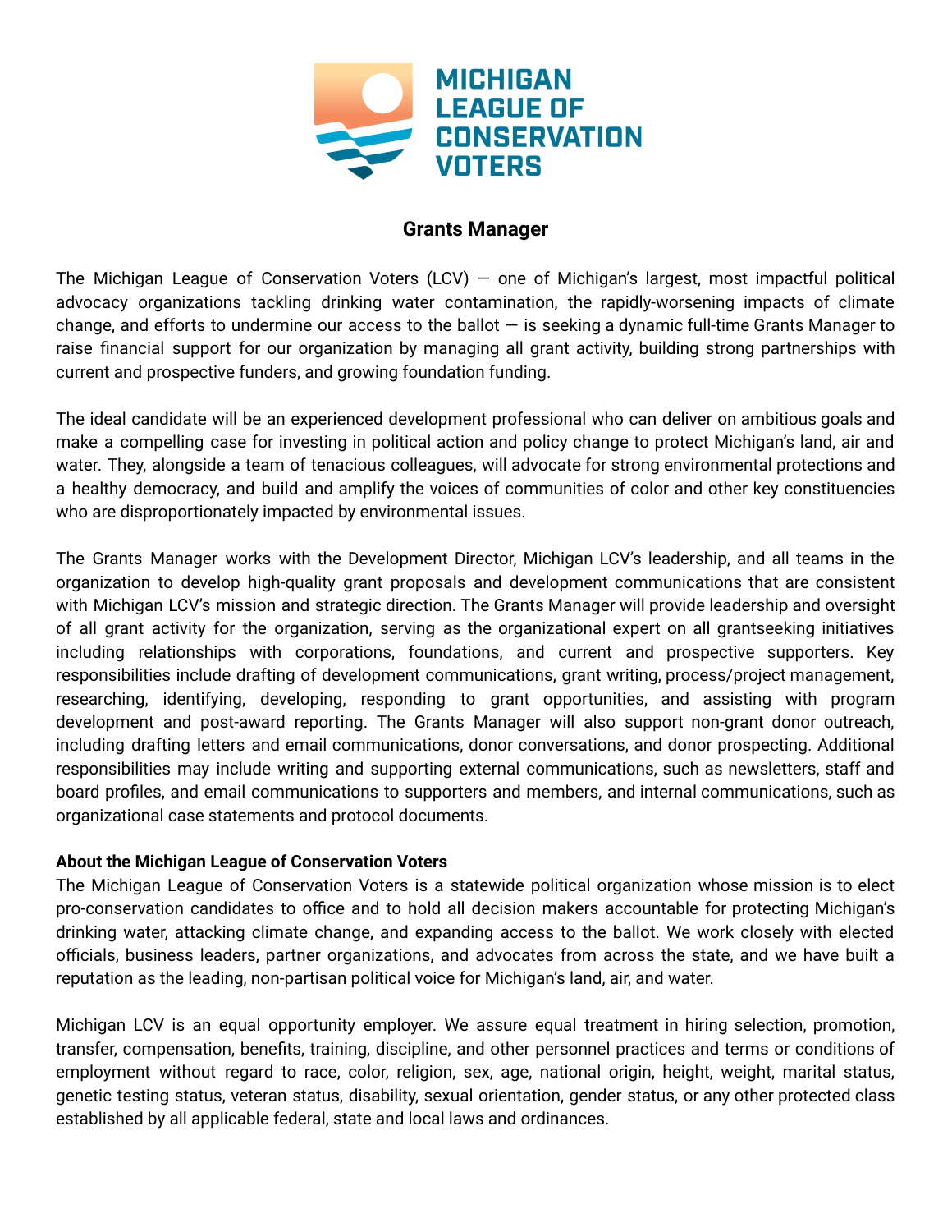MICHIGAN LEAGUE OF CONSERVATION VOTERS

# Grants Manager

The Michigan League of Conservation Voters (LCV) — one of Michigan's largest, most impactful political advocacy organizations tackling drinking water contamination, the rapidly-worsening impacts of climate change, and efforts to undermine our access to the ballot — is seeking a dynamic full-time Grants Manager to raise financial support for our organization by managing all grant activity, building strong partnerships with current and prospective funders, and growing foundation funding.

The ideal candidate will be an experienced development professional who can deliver on ambitious goals and make a compelling case for investing in political action and policy change to protect Michigan's land, air and water. They, alongside a team of tenacious colleagues, will advocate for strong environmental protections and a healthy democracy, and build and amplify the voices of communities of color and other key constituencies who are disproportionately impacted by environmental issues.

The Grants Manager works with the Development Director, Michigan LCV's leadership, and all teams in the organization to develop high-quality grant proposals and development communications that are consistent with Michigan LCV's mission and strategic direction. The Grants Manager will provide leadership and oversight of all grant activity for the organization, serving as the organizational expert on all grantseeking initiatives including relationships with corporations, foundations, and current and prospective supporters. Key responsibilities include drafting of development communications, grant writing, process/project management, researching, identifying, developing, responding to grant opportunities, and assisting with program development and post-award reporting. The Grants Manager will also support non-grant donor outreach, including drafting letters and email communications, donor conversations, and donor prospecting. Additional responsibilities may include writing and supporting external communications, such as newsletters, staff and board profiles, and email communications to supporters and members, and internal communications, such as organizational case statements and protocol documents.

**About the Michigan League of Conservation Voters**

The Michigan League of Conservation Voters is a statewide political organization whose mission is to elect pro-conservation candidates to office and to hold all decision makers accountable for protecting Michigan's drinking water, attacking climate change, and expanding access to the ballot. We work closely with elected officials, business leaders, partner organizations, and advocates from across the state, and we have built a reputation as the leading, non-partisan political voice for Michigan's land, air, and water.

Michigan LCV is an equal opportunity employer. We assure equal treatment in hiring selection, promotion, transfer, compensation, benefits, training, discipline, and other personnel practices and terms or conditions of employment without regard to race, color, religion, sex, age, national origin, height, weight, marital status, genetic testing status, veteran status, disability, sexual orientation, gender status, or any other protected class established by all applicable federal, state and local laws and ordinances.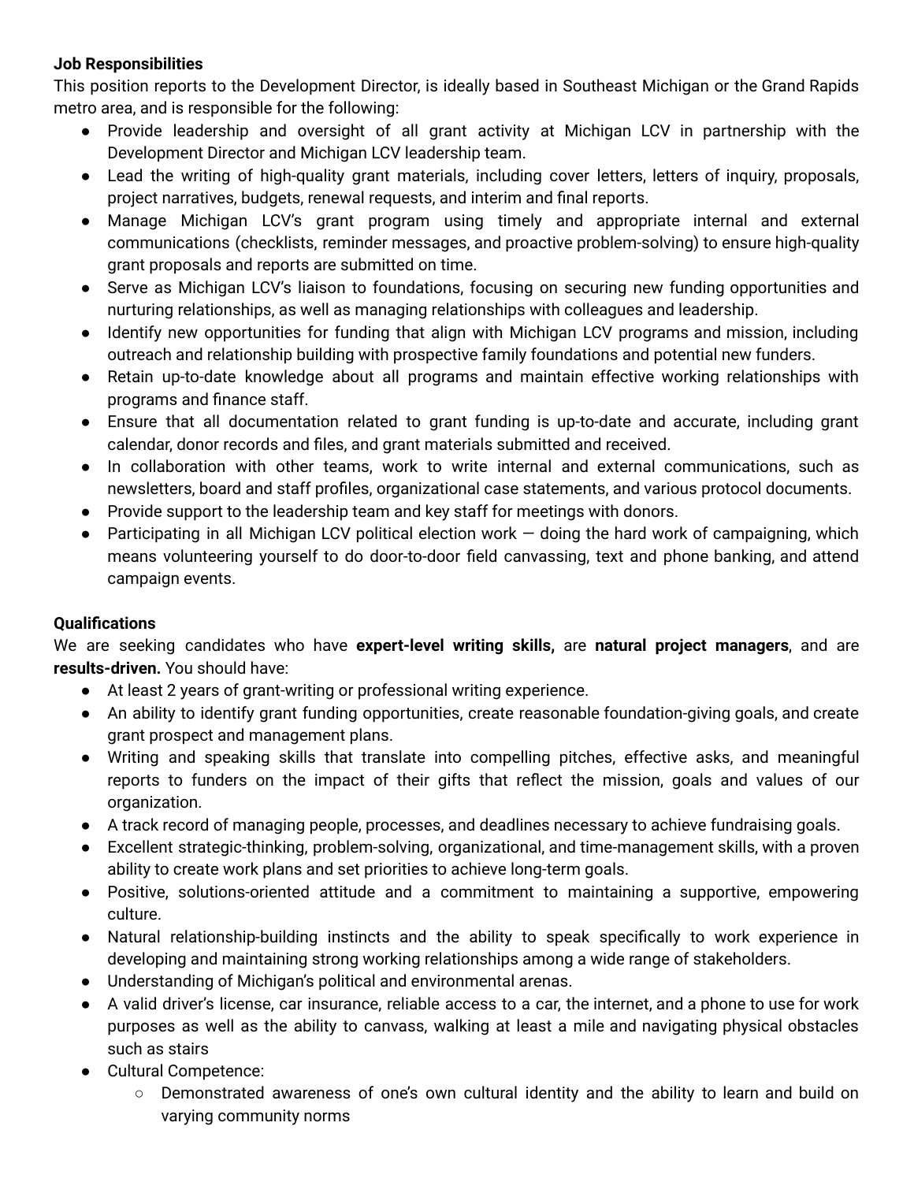**Job Responsibilities**

This position reports to the Development Director, is ideally based in Southeast Michigan or the Grand Rapids metro area, and is responsible for the following:

- Provide leadership and oversight of all grant activity at Michigan LCV in partnership with the Development Director and Michigan LCV leadership team.
- Lead the writing of high-quality grant materials, including cover letters, letters of inquiry, proposals, project narratives, budgets, renewal requests, and interim and final reports.
- Manage Michigan LCV's grant program using timely and appropriate internal and external communications (checklists, reminder messages, and proactive problem-solving) to ensure high-quality grant proposals and reports are submitted on time.
- Serve as Michigan LCV's liaison to foundations, focusing on securing new funding opportunities and nurturing relationships, as well as managing relationships with colleagues and leadership.
- Identify new opportunities for funding that align with Michigan LCV programs and mission, including outreach and relationship building with prospective family foundations and potential new funders.
- Retain up-to-date knowledge about all programs and maintain effective working relationships with programs and finance staff.
- Ensure that all documentation related to grant funding is up-to-date and accurate, including grant calendar, donor records and files, and grant materials submitted and received.
- In collaboration with other teams, work to write internal and external communications, such as newsletters, board and staff profiles, organizational case statements, and various protocol documents.
- Provide support to the leadership team and key staff for meetings with donors.
- Participating in all Michigan LCV political election work — doing the hard work of campaigning, which means volunteering yourself to do door-to-door field canvassing, text and phone banking, and attend campaign events.

**Qualifications**

We are seeking candidates who have **expert-level writing skills,** are **natural project managers**, and are **results-driven.** You should have:

- At least 2 years of grant-writing or professional writing experience.
- An ability to identify grant funding opportunities, create reasonable foundation-giving goals, and create grant prospect and management plans.
- Writing and speaking skills that translate into compelling pitches, effective asks, and meaningful reports to funders on the impact of their gifts that reflect the mission, goals and values of our organization.
- A track record of managing people, processes, and deadlines necessary to achieve fundraising goals.
- Excellent strategic-thinking, problem-solving, organizational, and time-management skills, with a proven ability to create work plans and set priorities to achieve long-term goals.
- Positive, solutions-oriented attitude and a commitment to maintaining a supportive, empowering culture.
- Natural relationship-building instincts and the ability to speak specifically to work experience in developing and maintaining strong working relationships among a wide range of stakeholders.
- Understanding of Michigan's political and environmental arenas.
- A valid driver's license, car insurance, reliable access to a car, the internet, and a phone to use for work purposes as well as the ability to canvass, walking at least a mile and navigating physical obstacles such as stairs
- Cultural Competence:
  - Demonstrated awareness of one's own cultural identity and the ability to learn and build on varying community norms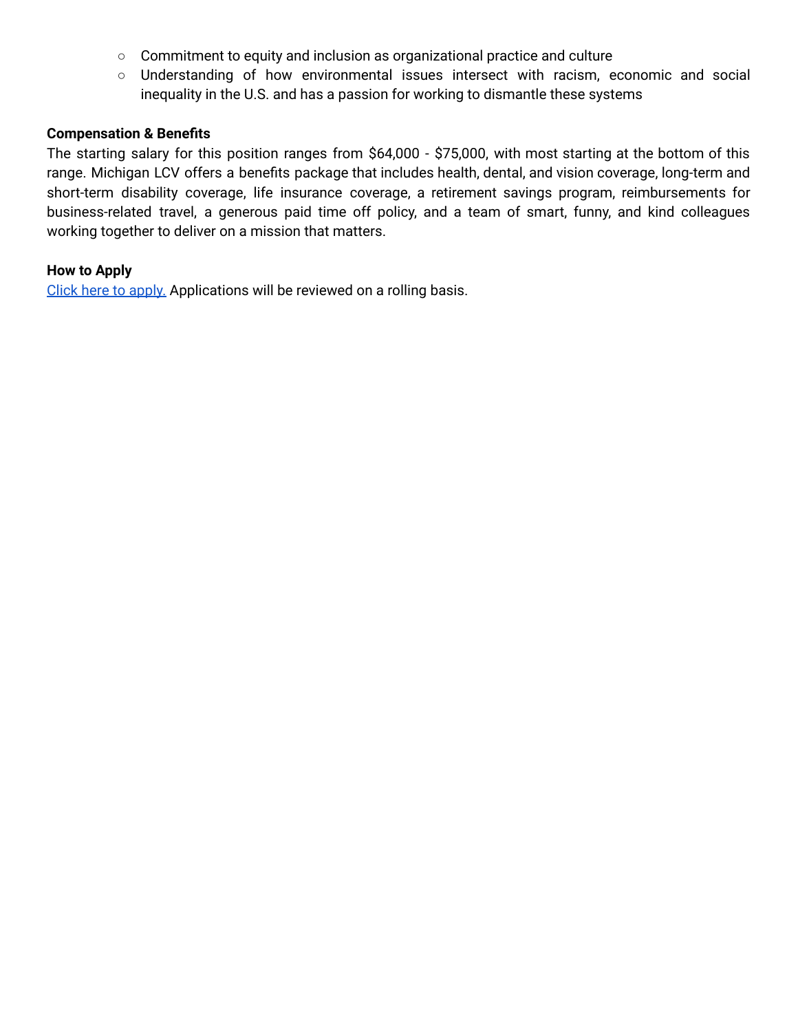- Commitment to equity and inclusion as organizational practice and culture
- Understanding of how environmental issues intersect with racism, economic and social inequality in the U.S. and has a passion for working to dismantle these systems

**Compensation & Benefits**

The starting salary for this position ranges from $64,000 - $75,000, with most starting at the bottom of this range. Michigan LCV offers a benefits package that includes health, dental, and vision coverage, long-term and short-term disability coverage, life insurance coverage, a retirement savings program, reimbursements for business-related travel, a generous paid time off policy, and a team of smart, funny, and kind colleagues working together to deliver on a mission that matters.

**How to Apply**

Click here to apply. Applications will be reviewed on a rolling basis.